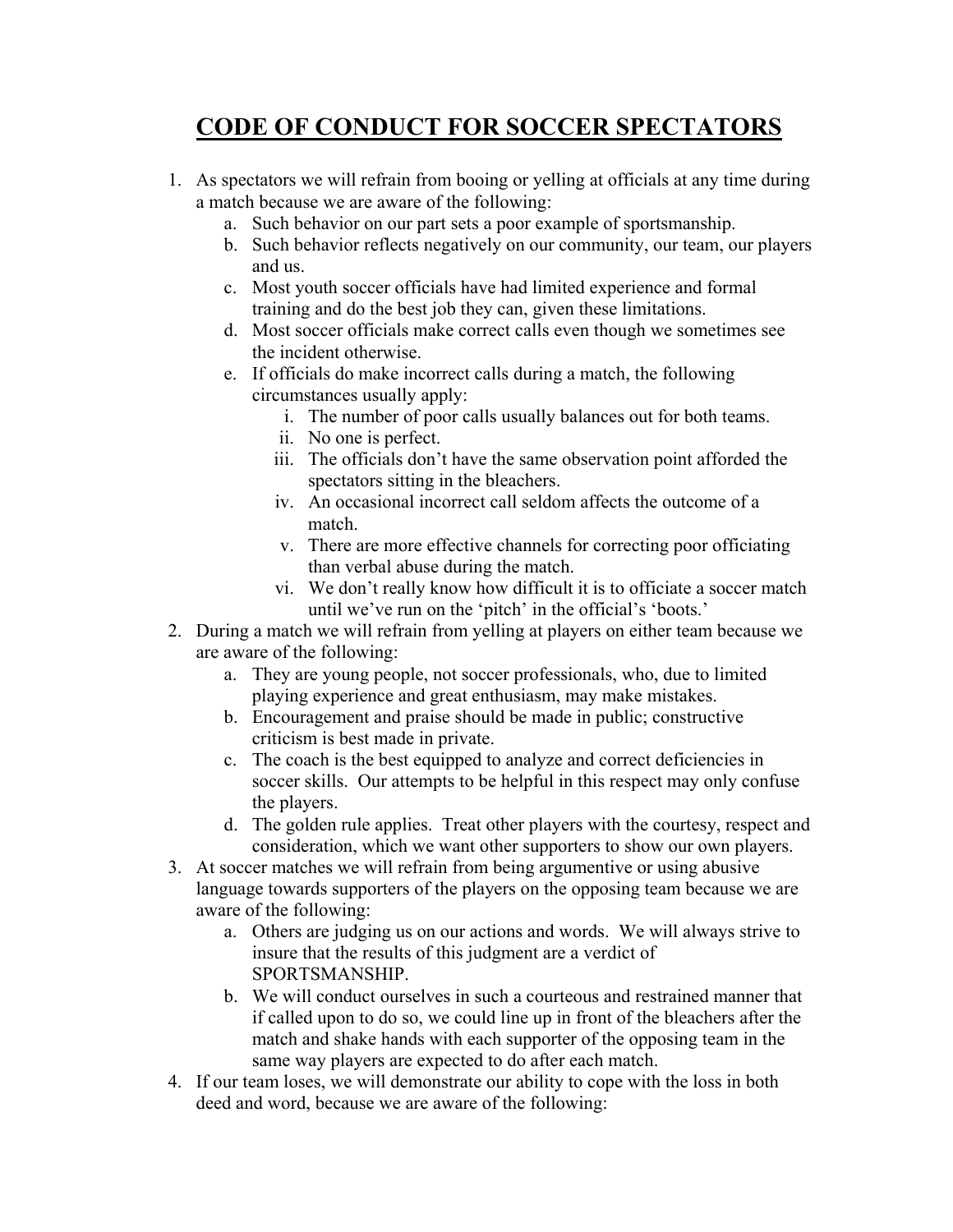# CODE OF CONDUCT FOR SOCCER SPECTATORS

1. As spectators we will refrain from booing or yelling at officials at any time during a match because we are aware of the following:
    a. Such behavior on our part sets a poor example of sportsmanship.
    b. Such behavior reflects negatively on our community, our team, our players and us.
    c. Most youth soccer officials have had limited experience and formal training and do the best job they can, given these limitations.
    d. Most soccer officials make correct calls even though we sometimes see the incident otherwise.
    e. If officials do make incorrect calls during a match, the following circumstances usually apply:
        i. The number of poor calls usually balances out for both teams.
        ii. No one is perfect.
        iii. The officials don't have the same observation point afforded the spectators sitting in the bleachers.
        iv. An occasional incorrect call seldom affects the outcome of a match.
        v. There are more effective channels for correcting poor officiating than verbal abuse during the match.
        vi. We don't really know how difficult it is to officiate a soccer match until we've run on the 'pitch' in the official's 'boots.'
2. During a match we will refrain from yelling at players on either team because we are aware of the following:
    a. They are young people, not soccer professionals, who, due to limited playing experience and great enthusiasm, may make mistakes.
    b. Encouragement and praise should be made in public; constructive criticism is best made in private.
    c. The coach is the best equipped to analyze and correct deficiencies in soccer skills. Our attempts to be helpful in this respect may only confuse the players.
    d. The golden rule applies. Treat other players with the courtesy, respect and consideration, which we want other supporters to show our own players.
3. At soccer matches we will refrain from being argumentive or using abusive language towards supporters of the players on the opposing team because we are aware of the following:
    a. Others are judging us on our actions and words. We will always strive to insure that the results of this judgment are a verdict of SPORTSMANSHIP.
    b. We will conduct ourselves in such a courteous and restrained manner that if called upon to do so, we could line up in front of the bleachers after the match and shake hands with each supporter of the opposing team in the same way players are expected to do after each match.
4. If our team loses, we will demonstrate our ability to cope with the loss in both deed and word, because we are aware of the following: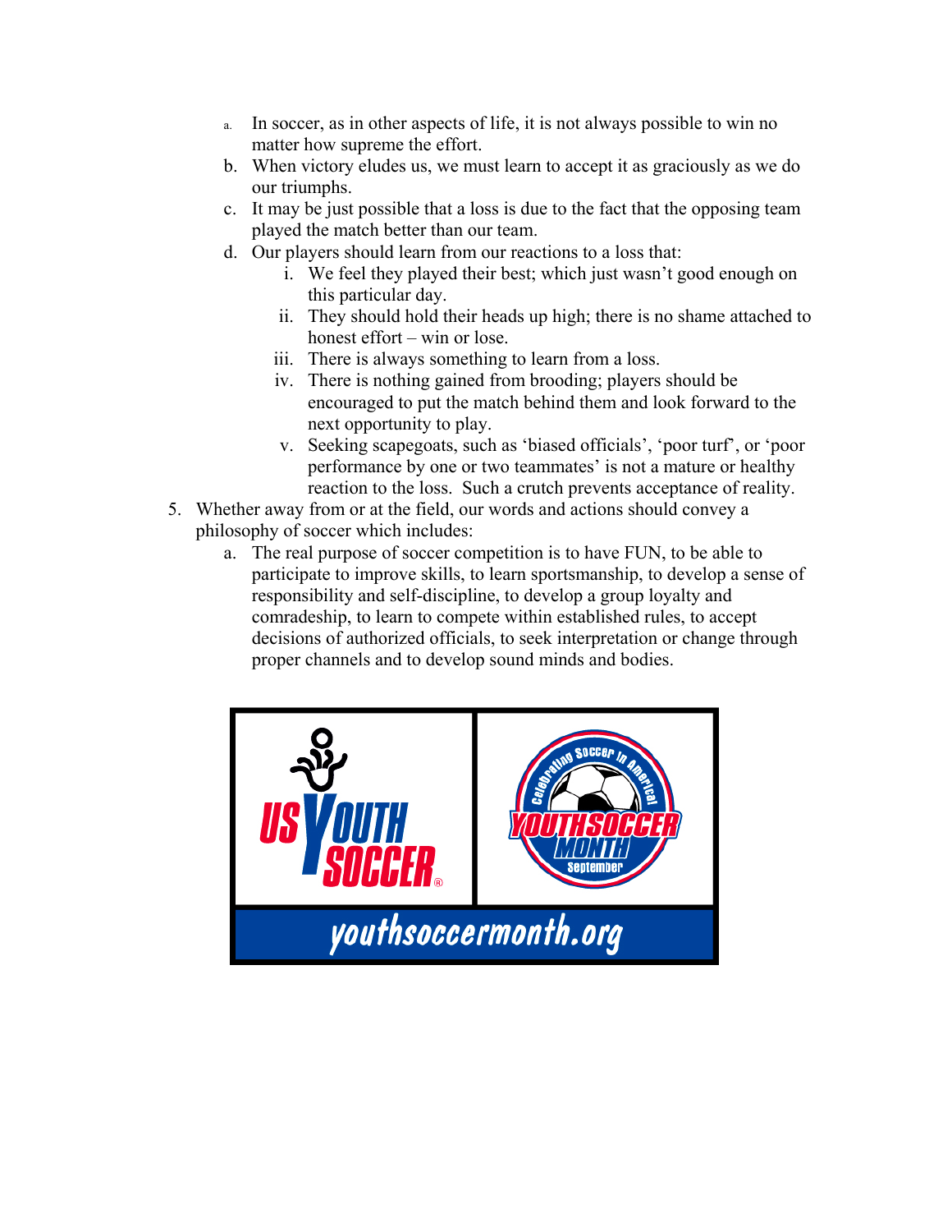a. In soccer, as in other aspects of life, it is not always possible to win no matter how supreme the effort.
   b. When victory eludes us, we must learn to accept it as graciously as we do our triumphs.
   c. It may be just possible that a loss is due to the fact that the opposing team played the match better than our team.
   d. Our players should learn from our reactions to a loss that:
      i. We feel they played their best; which just wasn't good enough on this particular day.
      ii. They should hold their heads up high; there is no shame attached to honest effort – win or lose.
      iii. There is always something to learn from a loss.
      iv. There is nothing gained from brooding; players should be encouraged to put the match behind them and look forward to the next opportunity to play.
      v. Seeking scapegoats, such as 'biased officials', 'poor turf', or 'poor performance by one or two teammates' is not a mature or healthy reaction to the loss. Such a crutch prevents acceptance of reality.

5. Whether away from or at the field, our words and actions should convey a philosophy of soccer which includes:
   a. The real purpose of soccer competition is to have FUN, to be able to participate to improve skills, to learn sportsmanship, to develop a sense of responsibility and self-discipline, to develop a group loyalty and comradeship, to learn to compete within established rules, to accept decisions of authorized officials, to seek interpretation or change through proper channels and to develop sound minds and bodies.

US YOUTH SOCCER®

Celebrating Soccer in America! YOUTH SOCCER MONTH September

youthsoccermonth.org